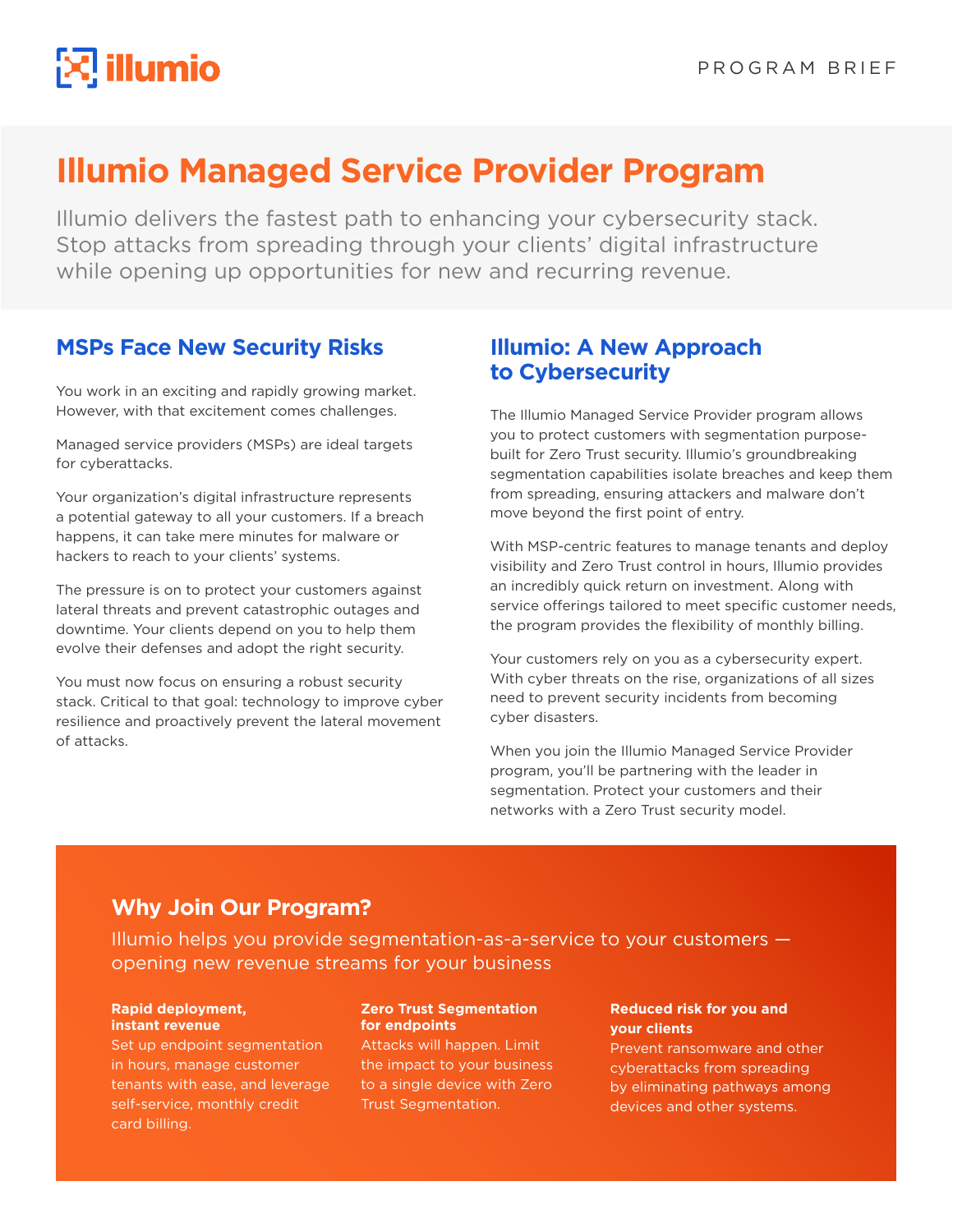PROGRAM BRIEF

# Illumio Managed Service Provider Program

Illumio delivers the fastest path to enhancing your cybersecurity stack. Stop attacks from spreading through your clients' digital infrastructure while opening up opportunities for new and recurring revenue.

## MSPs Face New Security Risks

You work in an exciting and rapidly growing market. However, with that excitement comes challenges.

Managed service providers (MSPs) are ideal targets for cyberattacks.

Your organization's digital infrastructure represents a potential gateway to all your customers. If a breach happens, it can take mere minutes for malware or hackers to reach to your clients' systems.

The pressure is on to protect your customers against lateral threats and prevent catastrophic outages and downtime. Your clients depend on you to help them evolve their defenses and adopt the right security.

You must now focus on ensuring a robust security stack. Critical to that goal: technology to improve cyber resilience and proactively prevent the lateral movement of attacks.

## Illumio: A New Approach to Cybersecurity

The Illumio Managed Service Provider program allows you to protect customers with segmentation purpose-built for Zero Trust security. Illumio's groundbreaking segmentation capabilities isolate breaches and keep them from spreading, ensuring attackers and malware don't move beyond the first point of entry.

With MSP-centric features to manage tenants and deploy visibility and Zero Trust control in hours, Illumio provides an incredibly quick return on investment. Along with service offerings tailored to meet specific customer needs, the program provides the flexibility of monthly billing.

Your customers rely on you as a cybersecurity expert. With cyber threats on the rise, organizations of all sizes need to prevent security incidents from becoming cyber disasters.

When you join the Illumio Managed Service Provider program, you'll be partnering with the leader in segmentation. Protect your customers and their networks with a Zero Trust security model.

## Why Join Our Program?

Illumio helps you provide segmentation-as-a-service to your customers — opening new revenue streams for your business

**Rapid deployment, instant revenue**
Set up endpoint segmentation in hours, manage customer tenants with ease, and leverage self-service, monthly credit card billing.

**Zero Trust Segmentation for endpoints**
Attacks will happen. Limit the impact to your business to a single device with Zero Trust Segmentation.

**Reduced risk for you and your clients**
Prevent ransomware and other cyberattacks from spreading by eliminating pathways among devices and other systems.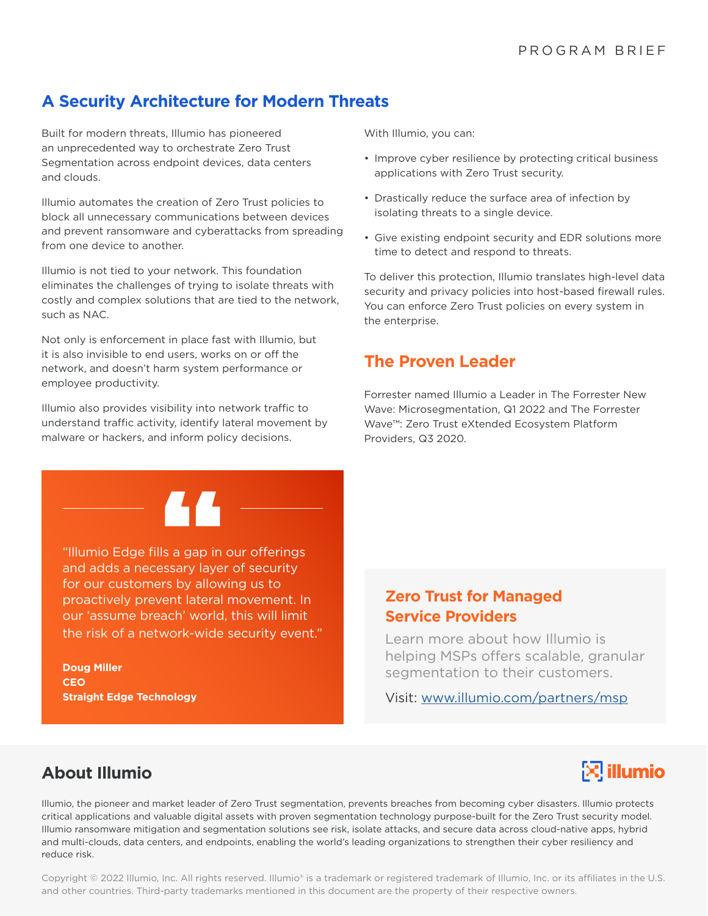PROGRAM BRIEF

## A Security Architecture for Modern Threats

Built for modern threats, Illumio has pioneered an unprecedented way to orchestrate Zero Trust Segmentation across endpoint devices, data centers and clouds.

Illumio automates the creation of Zero Trust policies to block all unnecessary communications between devices and prevent ransomware and cyberattacks from spreading from one device to another.

Illumio is not tied to your network. This foundation eliminates the challenges of trying to isolate threats with costly and complex solutions that are tied to the network, such as NAC.

Not only is enforcement in place fast with Illumio, but it is also invisible to end users, works on or off the network, and doesn't harm system performance or employee productivity.

Illumio also provides visibility into network traffic to understand traffic activity, identify lateral movement by malware or hackers, and inform policy decisions.

With Illumio, you can:

- Improve cyber resilience by protecting critical business applications with Zero Trust security.
- Drastically reduce the surface area of infection by isolating threats to a single device.
- Give existing endpoint security and EDR solutions more time to detect and respond to threats.

To deliver this protection, Illumio translates high-level data security and privacy policies into host-based firewall rules. You can enforce Zero Trust policies on every system in the enterprise.

## The Proven Leader

Forrester named Illumio a Leader in The Forrester New Wave: Microsegmentation, Q1 2022 and The Forrester Wave™: Zero Trust eXtended Ecosystem Platform Providers, Q3 2020.

> "Illumio Edge fills a gap in our offerings and adds a necessary layer of security for our customers by allowing us to proactively prevent lateral movement. In our 'assume breach' world, this will limit the risk of a network-wide security event."
>
> **Doug Miller**
> **CEO**
> **Straight Edge Technology**

### Zero Trust for Managed Service Providers

Learn more about how Illumio is helping MSPs offers scalable, granular segmentation to their customers.

Visit: www.illumio.com/partners/msp

## About Illumio

Illumio, the pioneer and market leader of Zero Trust segmentation, prevents breaches from becoming cyber disasters. Illumio protects critical applications and valuable digital assets with proven segmentation technology purpose-built for the Zero Trust security model. Illumio ransomware mitigation and segmentation solutions see risk, isolate attacks, and secure data across cloud-native apps, hybrid and multi-clouds, data centers, and endpoints, enabling the world's leading organizations to strengthen their cyber resiliency and reduce risk.

Copyright © 2022 Illumio, Inc. All rights reserved. Illumio® is a trademark or registered trademark of Illumio, Inc. or its affiliates in the U.S. and other countries. Third-party trademarks mentioned in this document are the property of their respective owners.